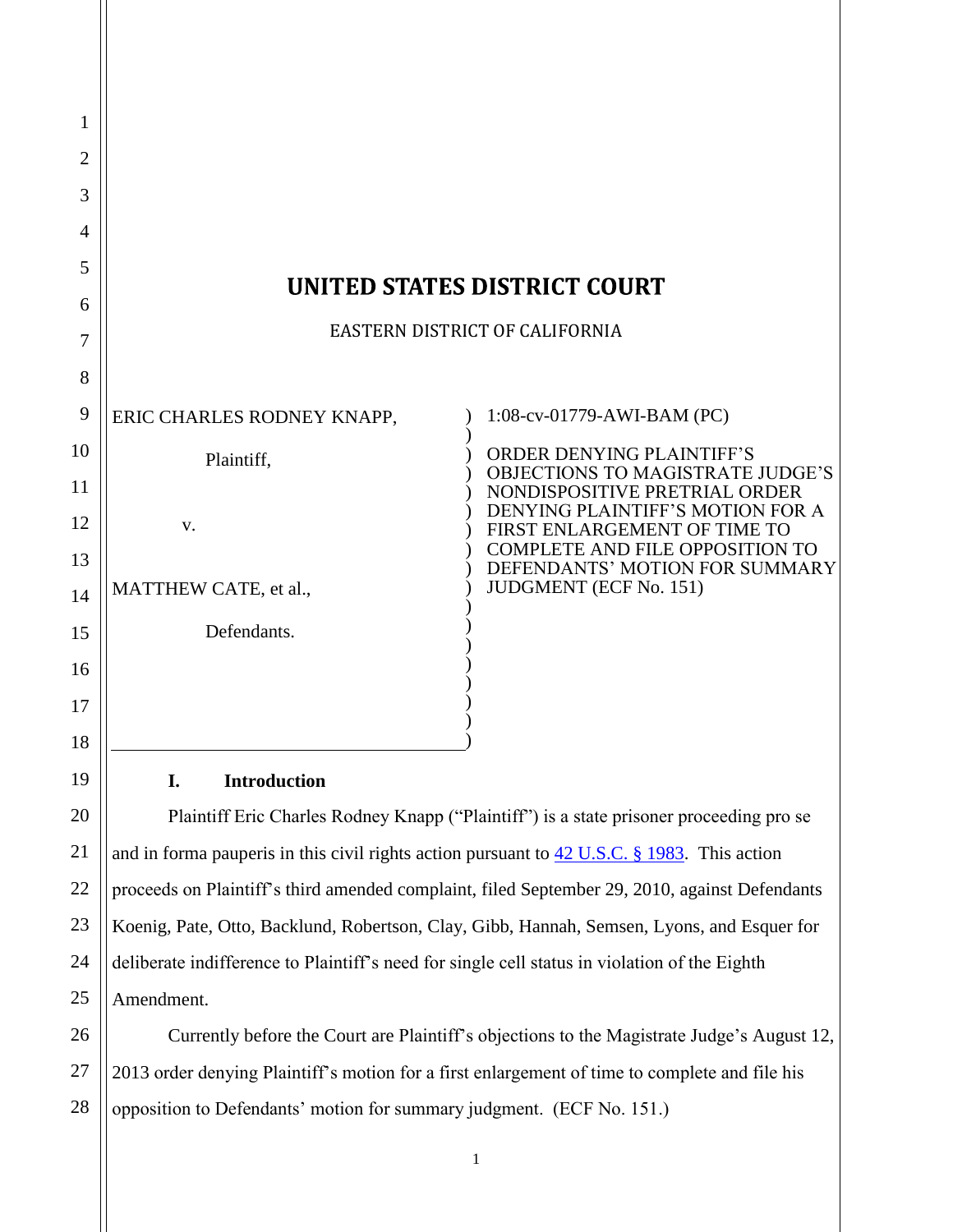# UNITED STATES DISTRICT COURT

EASTERN DISTRICT OF CALIFORNIA

ERIC CHARLES RODNEY KNAPP,

Plaintiff,

v.

MATTHEW CATE, et al.,

Defendants.

1:08-cv-01779-AWI-BAM (PC)

ORDER DENYING PLAINTIFF'S OBJECTIONS TO MAGISTRATE JUDGE'S NONDISPOSITIVE PRETRIAL ORDER DENYING PLAINTIFF'S MOTION FOR A FIRST ENLARGEMENT OF TIME TO COMPLETE AND FILE OPPOSITION TO DEFENDANTS' MOTION FOR SUMMARY JUDGMENT (ECF No. 151)

## I. Introduction

Plaintiff Eric Charles Rodney Knapp ("Plaintiff") is a state prisoner proceeding pro se and in forma pauperis in this civil rights action pursuant to 42 U.S.C. § 1983. This action proceeds on Plaintiff's third amended complaint, filed September 29, 2010, against Defendants Koenig, Pate, Otto, Backlund, Robertson, Clay, Gibb, Hannah, Semsen, Lyons, and Esquer for deliberate indifference to Plaintiff's need for single cell status in violation of the Eighth Amendment.

Currently before the Court are Plaintiff's objections to the Magistrate Judge's August 12, 2013 order denying Plaintiff's motion for a first enlargement of time to complete and file his opposition to Defendants' motion for summary judgment. (ECF No. 151.)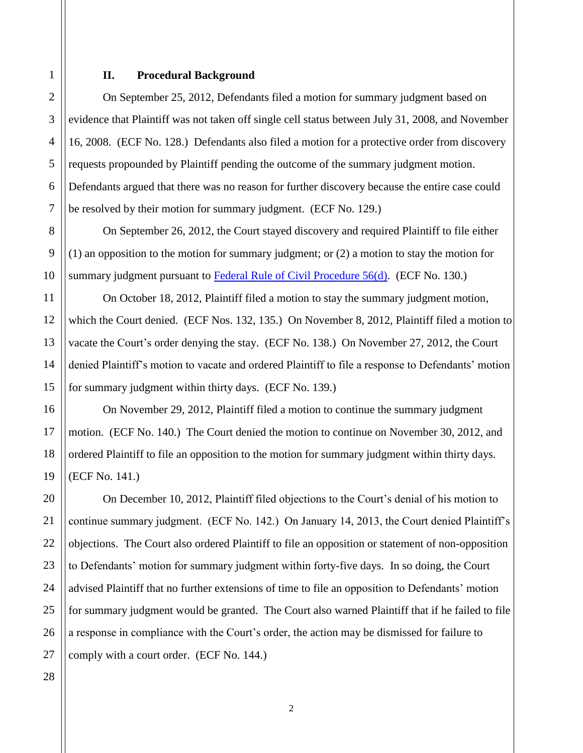## II. Procedural Background

On September 25, 2012, Defendants filed a motion for summary judgment based on evidence that Plaintiff was not taken off single cell status between July 31, 2008, and November 16, 2008. (ECF No. 128.) Defendants also filed a motion for a protective order from discovery requests propounded by Plaintiff pending the outcome of the summary judgment motion. Defendants argued that there was no reason for further discovery because the entire case could be resolved by their motion for summary judgment. (ECF No. 129.)

On September 26, 2012, the Court stayed discovery and required Plaintiff to file either (1) an opposition to the motion for summary judgment; or (2) a motion to stay the motion for summary judgment pursuant to Federal Rule of Civil Procedure 56(d). (ECF No. 130.)

On October 18, 2012, Plaintiff filed a motion to stay the summary judgment motion, which the Court denied. (ECF Nos. 132, 135.) On November 8, 2012, Plaintiff filed a motion to vacate the Court's order denying the stay. (ECF No. 138.) On November 27, 2012, the Court denied Plaintiff's motion to vacate and ordered Plaintiff to file a response to Defendants' motion for summary judgment within thirty days. (ECF No. 139.)

On November 29, 2012, Plaintiff filed a motion to continue the summary judgment motion. (ECF No. 140.) The Court denied the motion to continue on November 30, 2012, and ordered Plaintiff to file an opposition to the motion for summary judgment within thirty days. (ECF No. 141.)

On December 10, 2012, Plaintiff filed objections to the Court's denial of his motion to continue summary judgment. (ECF No. 142.) On January 14, 2013, the Court denied Plaintiff's objections. The Court also ordered Plaintiff to file an opposition or statement of non-opposition to Defendants' motion for summary judgment within forty-five days. In so doing, the Court advised Plaintiff that no further extensions of time to file an opposition to Defendants' motion for summary judgment would be granted. The Court also warned Plaintiff that if he failed to file a response in compliance with the Court's order, the action may be dismissed for failure to comply with a court order. (ECF No. 144.)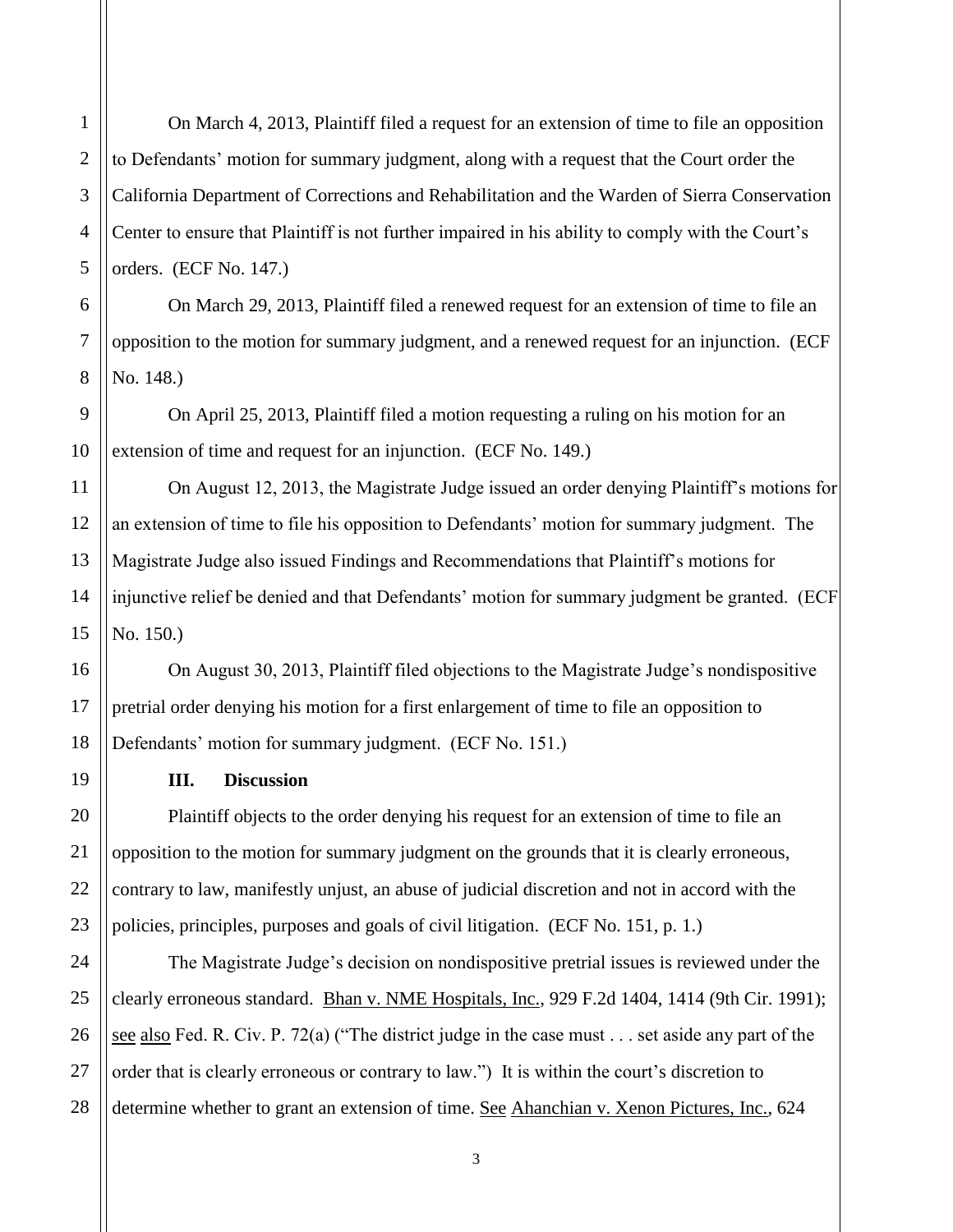On March 4, 2013, Plaintiff filed a request for an extension of time to file an opposition to Defendants' motion for summary judgment, along with a request that the Court order the California Department of Corrections and Rehabilitation and the Warden of Sierra Conservation Center to ensure that Plaintiff is not further impaired in his ability to comply with the Court's orders. (ECF No. 147.)

On March 29, 2013, Plaintiff filed a renewed request for an extension of time to file an opposition to the motion for summary judgment, and a renewed request for an injunction. (ECF No. 148.)

On April 25, 2013, Plaintiff filed a motion requesting a ruling on his motion for an extension of time and request for an injunction. (ECF No. 149.)

On August 12, 2013, the Magistrate Judge issued an order denying Plaintiff's motions for an extension of time to file his opposition to Defendants' motion for summary judgment. The Magistrate Judge also issued Findings and Recommendations that Plaintiff's motions for injunctive relief be denied and that Defendants' motion for summary judgment be granted. (ECF No. 150.)

On August 30, 2013, Plaintiff filed objections to the Magistrate Judge's nondispositive pretrial order denying his motion for a first enlargement of time to file an opposition to Defendants' motion for summary judgment. (ECF No. 151.)

## III. Discussion

Plaintiff objects to the order denying his request for an extension of time to file an opposition to the motion for summary judgment on the grounds that it is clearly erroneous, contrary to law, manifestly unjust, an abuse of judicial discretion and not in accord with the policies, principles, purposes and goals of civil litigation. (ECF No. 151, p. 1.)

The Magistrate Judge's decision on nondispositive pretrial issues is reviewed under the clearly erroneous standard. Bhan v. NME Hospitals, Inc., 929 F.2d 1404, 1414 (9th Cir. 1991); see also Fed. R. Civ. P. 72(a) ("The district judge in the case must . . . set aside any part of the order that is clearly erroneous or contrary to law.") It is within the court's discretion to determine whether to grant an extension of time. See Ahanchian v. Xenon Pictures, Inc., 624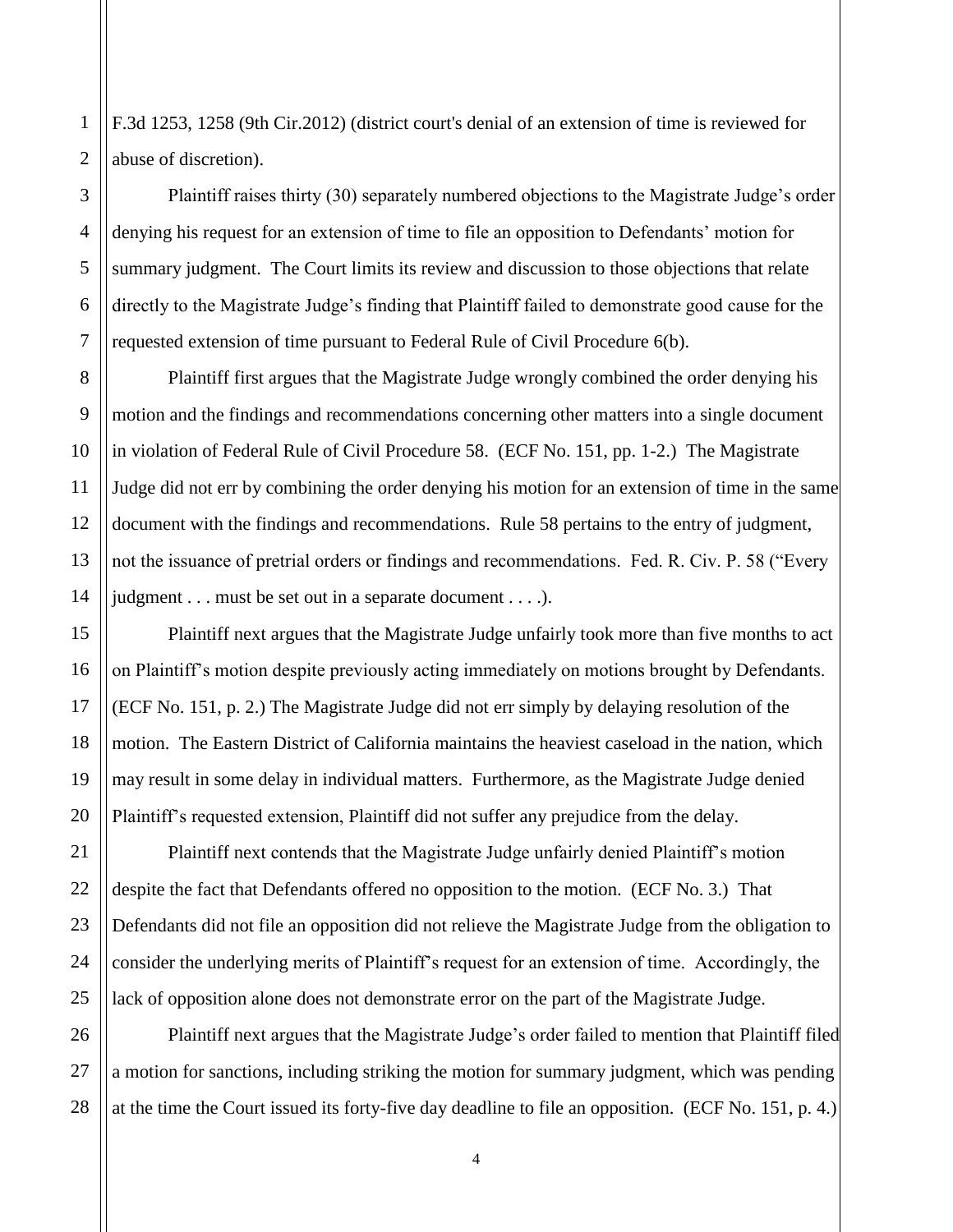F.3d 1253, 1258 (9th Cir.2012) (district court's denial of an extension of time is reviewed for abuse of discretion).

Plaintiff raises thirty (30) separately numbered objections to the Magistrate Judge's order denying his request for an extension of time to file an opposition to Defendants' motion for summary judgment. The Court limits its review and discussion to those objections that relate directly to the Magistrate Judge's finding that Plaintiff failed to demonstrate good cause for the requested extension of time pursuant to Federal Rule of Civil Procedure 6(b).

Plaintiff first argues that the Magistrate Judge wrongly combined the order denying his motion and the findings and recommendations concerning other matters into a single document in violation of Federal Rule of Civil Procedure 58. (ECF No. 151, pp. 1-2.) The Magistrate Judge did not err by combining the order denying his motion for an extension of time in the same document with the findings and recommendations. Rule 58 pertains to the entry of judgment, not the issuance of pretrial orders or findings and recommendations. Fed. R. Civ. P. 58 ("Every judgment . . . must be set out in a separate document . . . .).

Plaintiff next argues that the Magistrate Judge unfairly took more than five months to act on Plaintiff's motion despite previously acting immediately on motions brought by Defendants. (ECF No. 151, p. 2.) The Magistrate Judge did not err simply by delaying resolution of the motion. The Eastern District of California maintains the heaviest caseload in the nation, which may result in some delay in individual matters. Furthermore, as the Magistrate Judge denied Plaintiff's requested extension, Plaintiff did not suffer any prejudice from the delay.

Plaintiff next contends that the Magistrate Judge unfairly denied Plaintiff's motion despite the fact that Defendants offered no opposition to the motion. (ECF No. 3.) That Defendants did not file an opposition did not relieve the Magistrate Judge from the obligation to consider the underlying merits of Plaintiff's request for an extension of time. Accordingly, the lack of opposition alone does not demonstrate error on the part of the Magistrate Judge.

Plaintiff next argues that the Magistrate Judge's order failed to mention that Plaintiff filed a motion for sanctions, including striking the motion for summary judgment, which was pending at the time the Court issued its forty-five day deadline to file an opposition. (ECF No. 151, p. 4.)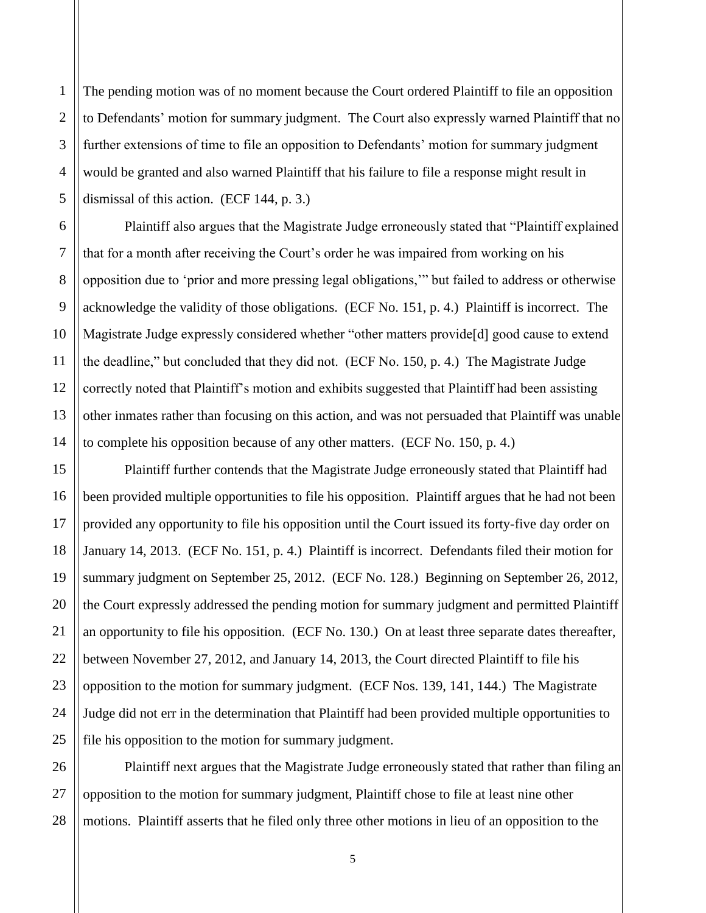The pending motion was of no moment because the Court ordered Plaintiff to file an opposition to Defendants' motion for summary judgment. The Court also expressly warned Plaintiff that no further extensions of time to file an opposition to Defendants' motion for summary judgment would be granted and also warned Plaintiff that his failure to file a response might result in dismissal of this action. (ECF 144, p. 3.)

Plaintiff also argues that the Magistrate Judge erroneously stated that "Plaintiff explained that for a month after receiving the Court's order he was impaired from working on his opposition due to 'prior and more pressing legal obligations,'" but failed to address or otherwise acknowledge the validity of those obligations. (ECF No. 151, p. 4.) Plaintiff is incorrect. The Magistrate Judge expressly considered whether "other matters provide[d] good cause to extend the deadline," but concluded that they did not. (ECF No. 150, p. 4.) The Magistrate Judge correctly noted that Plaintiff's motion and exhibits suggested that Plaintiff had been assisting other inmates rather than focusing on this action, and was not persuaded that Plaintiff was unable to complete his opposition because of any other matters. (ECF No. 150, p. 4.)

Plaintiff further contends that the Magistrate Judge erroneously stated that Plaintiff had been provided multiple opportunities to file his opposition. Plaintiff argues that he had not been provided any opportunity to file his opposition until the Court issued its forty-five day order on January 14, 2013. (ECF No. 151, p. 4.) Plaintiff is incorrect. Defendants filed their motion for summary judgment on September 25, 2012. (ECF No. 128.) Beginning on September 26, 2012, the Court expressly addressed the pending motion for summary judgment and permitted Plaintiff an opportunity to file his opposition. (ECF No. 130.) On at least three separate dates thereafter, between November 27, 2012, and January 14, 2013, the Court directed Plaintiff to file his opposition to the motion for summary judgment. (ECF Nos. 139, 141, 144.) The Magistrate Judge did not err in the determination that Plaintiff had been provided multiple opportunities to file his opposition to the motion for summary judgment.

Plaintiff next argues that the Magistrate Judge erroneously stated that rather than filing an opposition to the motion for summary judgment, Plaintiff chose to file at least nine other motions. Plaintiff asserts that he filed only three other motions in lieu of an opposition to the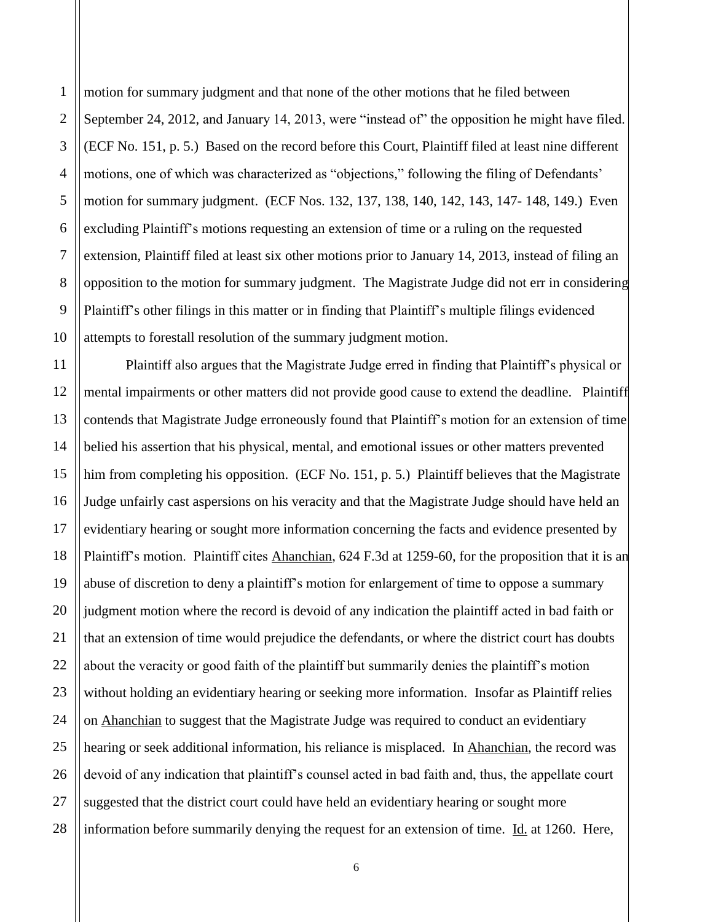motion for summary judgment and that none of the other motions that he filed between September 24, 2012, and January 14, 2013, were "instead of" the opposition he might have filed. (ECF No. 151, p. 5.) Based on the record before this Court, Plaintiff filed at least nine different motions, one of which was characterized as "objections," following the filing of Defendants' motion for summary judgment. (ECF Nos. 132, 137, 138, 140, 142, 143, 147- 148, 149.) Even excluding Plaintiff's motions requesting an extension of time or a ruling on the requested extension, Plaintiff filed at least six other motions prior to January 14, 2013, instead of filing an opposition to the motion for summary judgment. The Magistrate Judge did not err in considering Plaintiff's other filings in this matter or in finding that Plaintiff's multiple filings evidenced attempts to forestall resolution of the summary judgment motion.

Plaintiff also argues that the Magistrate Judge erred in finding that Plaintiff's physical or mental impairments or other matters did not provide good cause to extend the deadline. Plaintiff contends that Magistrate Judge erroneously found that Plaintiff's motion for an extension of time belied his assertion that his physical, mental, and emotional issues or other matters prevented him from completing his opposition. (ECF No. 151, p. 5.) Plaintiff believes that the Magistrate Judge unfairly cast aspersions on his veracity and that the Magistrate Judge should have held an evidentiary hearing or sought more information concerning the facts and evidence presented by Plaintiff's motion. Plaintiff cites Ahanchian, 624 F.3d at 1259-60, for the proposition that it is an abuse of discretion to deny a plaintiff's motion for enlargement of time to oppose a summary judgment motion where the record is devoid of any indication the plaintiff acted in bad faith or that an extension of time would prejudice the defendants, or where the district court has doubts about the veracity or good faith of the plaintiff but summarily denies the plaintiff's motion without holding an evidentiary hearing or seeking more information. Insofar as Plaintiff relies on Ahanchian to suggest that the Magistrate Judge was required to conduct an evidentiary hearing or seek additional information, his reliance is misplaced. In Ahanchian, the record was devoid of any indication that plaintiff's counsel acted in bad faith and, thus, the appellate court suggested that the district court could have held an evidentiary hearing or sought more information before summarily denying the request for an extension of time. Id. at 1260. Here,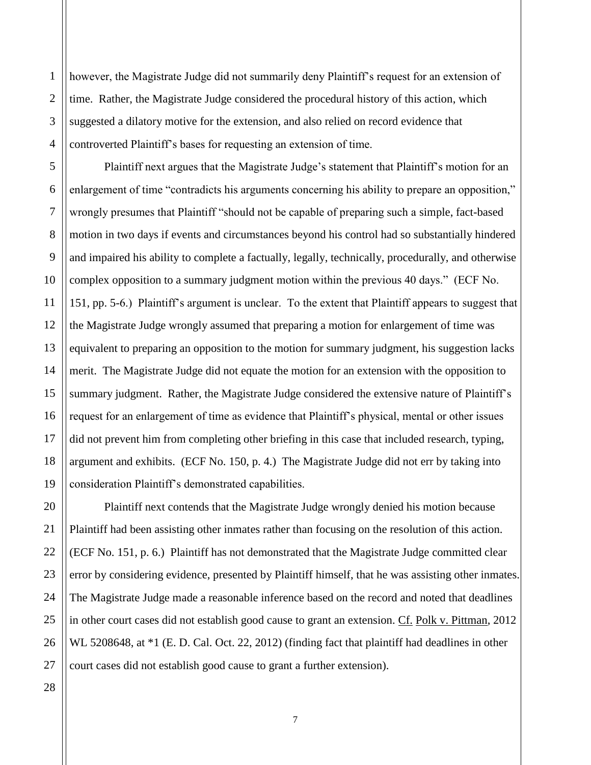however, the Magistrate Judge did not summarily deny Plaintiff's request for an extension of time. Rather, the Magistrate Judge considered the procedural history of this action, which suggested a dilatory motive for the extension, and also relied on record evidence that controverted Plaintiff's bases for requesting an extension of time.

Plaintiff next argues that the Magistrate Judge's statement that Plaintiff's motion for an enlargement of time "contradicts his arguments concerning his ability to prepare an opposition," wrongly presumes that Plaintiff "should not be capable of preparing such a simple, fact-based motion in two days if events and circumstances beyond his control had so substantially hindered and impaired his ability to complete a factually, legally, technically, procedurally, and otherwise complex opposition to a summary judgment motion within the previous 40 days." (ECF No. 151, pp. 5-6.) Plaintiff's argument is unclear. To the extent that Plaintiff appears to suggest that the Magistrate Judge wrongly assumed that preparing a motion for enlargement of time was equivalent to preparing an opposition to the motion for summary judgment, his suggestion lacks merit. The Magistrate Judge did not equate the motion for an extension with the opposition to summary judgment. Rather, the Magistrate Judge considered the extensive nature of Plaintiff's request for an enlargement of time as evidence that Plaintiff's physical, mental or other issues did not prevent him from completing other briefing in this case that included research, typing, argument and exhibits. (ECF No. 150, p. 4.) The Magistrate Judge did not err by taking into consideration Plaintiff's demonstrated capabilities.

Plaintiff next contends that the Magistrate Judge wrongly denied his motion because Plaintiff had been assisting other inmates rather than focusing on the resolution of this action. (ECF No. 151, p. 6.) Plaintiff has not demonstrated that the Magistrate Judge committed clear error by considering evidence, presented by Plaintiff himself, that he was assisting other inmates. The Magistrate Judge made a reasonable inference based on the record and noted that deadlines in other court cases did not establish good cause to grant an extension. Cf. Polk v. Pittman, 2012 WL 5208648, at *1 (E. D. Cal. Oct. 22, 2012) (finding fact that plaintiff had deadlines in other court cases did not establish good cause to grant a further extension).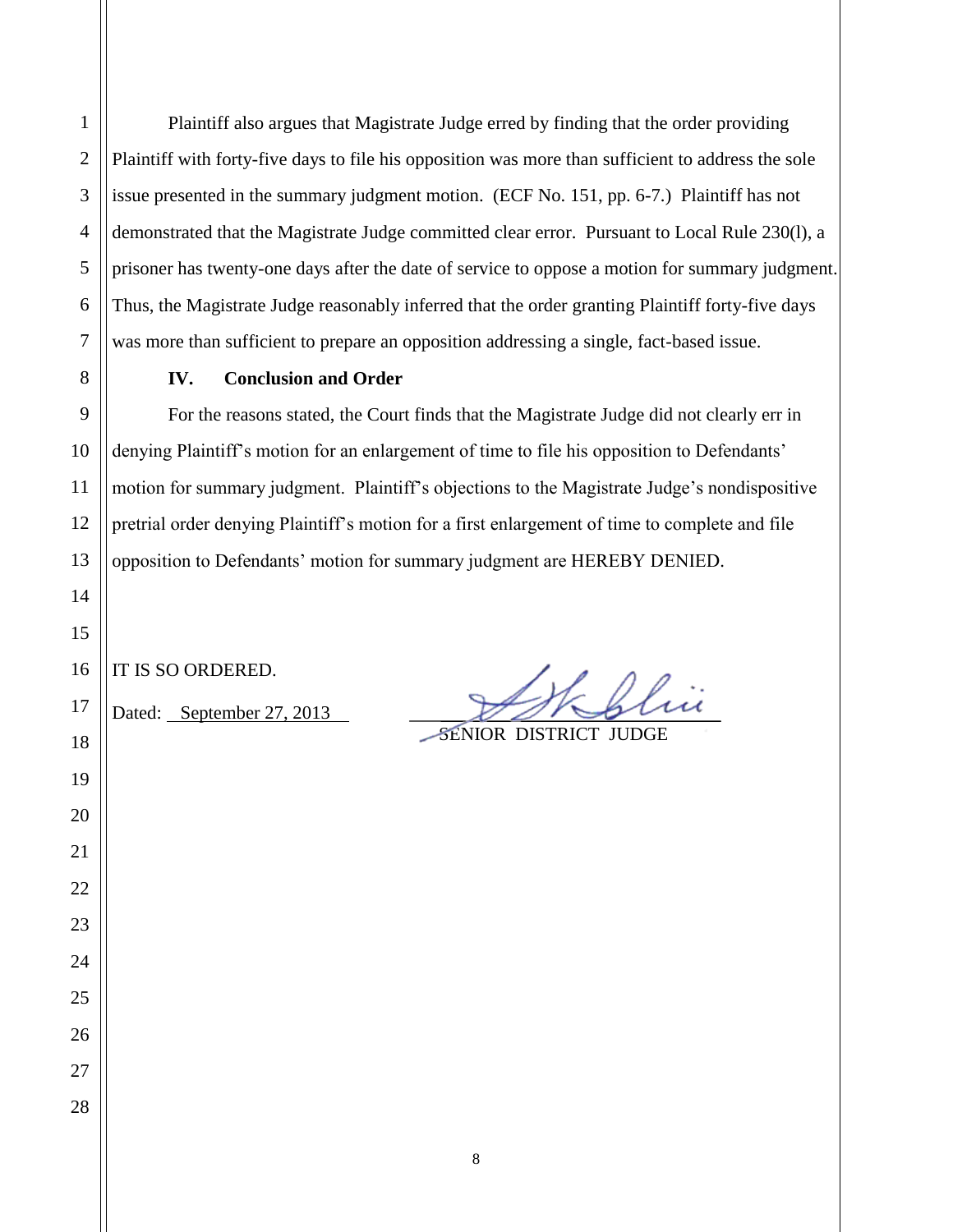Plaintiff also argues that Magistrate Judge erred by finding that the order providing Plaintiff with forty-five days to file his opposition was more than sufficient to address the sole issue presented in the summary judgment motion. (ECF No. 151, pp. 6-7.) Plaintiff has not demonstrated that the Magistrate Judge committed clear error. Pursuant to Local Rule 230(l), a prisoner has twenty-one days after the date of service to oppose a motion for summary judgment. Thus, the Magistrate Judge reasonably inferred that the order granting Plaintiff forty-five days was more than sufficient to prepare an opposition addressing a single, fact-based issue.

### IV. Conclusion and Order

For the reasons stated, the Court finds that the Magistrate Judge did not clearly err in denying Plaintiff's motion for an enlargement of time to file his opposition to Defendants' motion for summary judgment. Plaintiff's objections to the Magistrate Judge's nondispositive pretrial order denying Plaintiff's motion for a first enlargement of time to complete and file opposition to Defendants' motion for summary judgment are HEREBY DENIED.

IT IS SO ORDERED.

Dated: September 27, 2013

SENIOR DISTRICT JUDGE